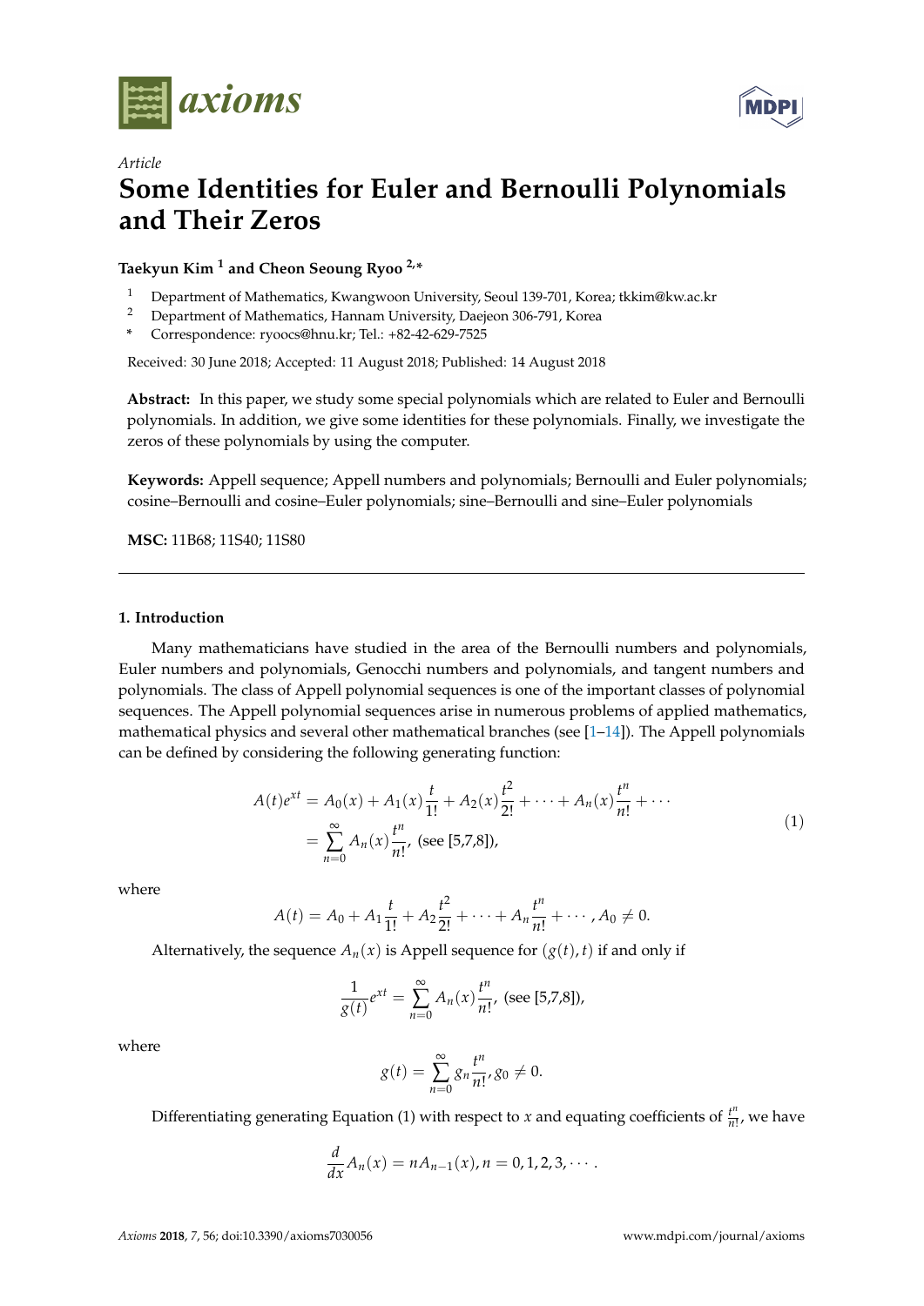*Article*

# Some Identities for Euler and Bernoulli Polynomials and Their Zeros

**Taekyun Kim [1] and Cheon Seoung Ryoo [2,*]**

[1] Department of Mathematics, Kwangwoon University, Seoul 139-701, Korea; tkkim@kw.ac.kr
[2] Department of Mathematics, Hannam University, Daejeon 306-791, Korea
[*] Correspondence: ryoocs@hnu.kr; Tel.: +82-42-629-7525

Received: 30 June 2018; Accepted: 11 August 2018; Published: 14 August 2018

**Abstract:** In this paper, we study some special polynomials which are related to Euler and Bernoulli polynomials. In addition, we give some identities for these polynomials. Finally, we investigate the zeros of these polynomials by using the computer.

**Keywords:** Appell sequence; Appell numbers and polynomials; Bernoulli and Euler polynomials; cosine–Bernoulli and cosine–Euler polynomials; sine–Bernoulli and sine–Euler polynomials

**MSC:** 11B68; 11S40; 11S80

## 1. Introduction

Many mathematicians have studied in the area of the Bernoulli numbers and polynomials, Euler numbers and polynomials, Genocchi numbers and polynomials, and tangent numbers and polynomials. The class of Appell polynomial sequences is one of the important classes of polynomial sequences. The Appell polynomial sequences arise in numerous problems of applied mathematics, mathematical physics and several other mathematical branches (see [1–14]). The Appell polynomials can be defined by considering the following generating function:

$$
\begin{aligned}
A(t)e^{xt} &= A_0(x) + A_1(x)\frac{t}{1!} + A_2(x)\frac{t^2}{2!} + \cdots + A_n(x)\frac{t^n}{n!} + \cdots \\
&= \sum_{n=0}^{\infty} A_n(x)\frac{t^n}{n!}, \text{ (see [5,7,8])},
\end{aligned} \tag{1}
$$

where

$$
A(t) = A_0 + A_1\frac{t}{1!} + A_2\frac{t^2}{2!} + \cdots + A_n\frac{t^n}{n!} + \cdots, A_0 \neq 0.
$$

Alternatively, the sequence $A_n(x)$ is Appell sequence for $(g(t), t)$ if and only if

$$
\frac{1}{g(t)}e^{xt} = \sum_{n=0}^{\infty} A_n(x)\frac{t^n}{n!}, \text{ (see [5,7,8])},
$$

where

$$
g(t) = \sum_{n=0}^{\infty} g_n\frac{t^n}{n!}, g_0 \neq 0.
$$

Differentiating generating Equation (1) with respect to $x$ and equating coefficients of $\frac{t^n}{n!}$, we have

$$
\frac{d}{dx}A_n(x) = nA_{n-1}(x), n = 0, 1, 2, 3, \cdots.
$$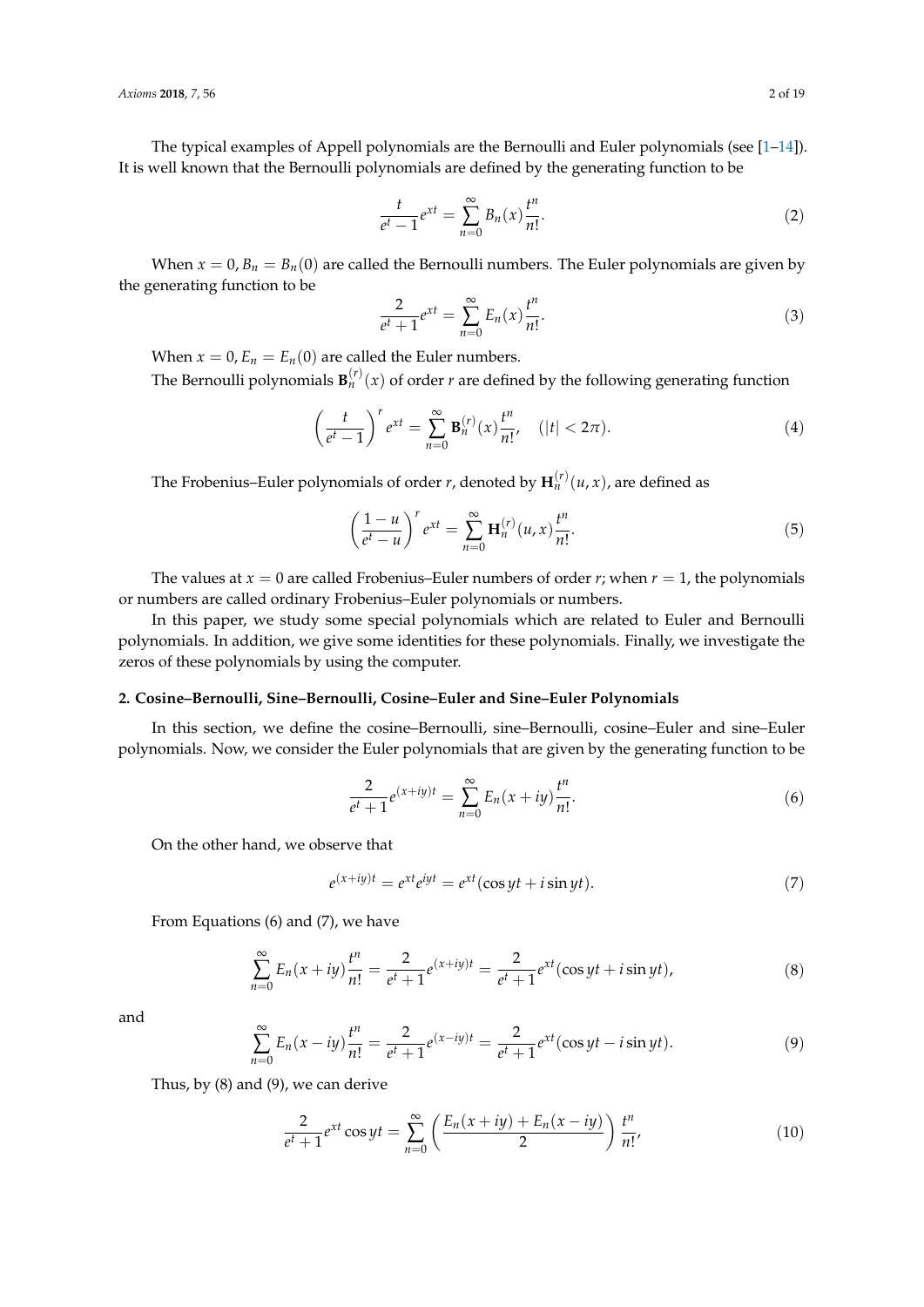The typical examples of Appell polynomials are the Bernoulli and Euler polynomials (see [1–14]). It is well known that the Bernoulli polynomials are defined by the generating function to be

$$\frac{t}{e^t - 1} e^{xt} = \sum_{n=0}^{\infty} B_n(x) \frac{t^n}{n!}. \tag{2}$$

When $x = 0$, $B_n = B_n(0)$ are called the Bernoulli numbers. The Euler polynomials are given by the generating function to be

$$\frac{2}{e^t + 1} e^{xt} = \sum_{n=0}^{\infty} E_n(x) \frac{t^n}{n!}. \tag{3}$$

When $x = 0$, $E_n = E_n(0)$ are called the Euler numbers.

The Bernoulli polynomials $\mathbf{B}_n^{(r)}(x)$ of order $r$ are defined by the following generating function

$$\left( \frac{t}{e^t - 1} \right)^r e^{xt} = \sum_{n=0}^{\infty} \mathbf{B}_n^{(r)}(x) \frac{t^n}{n!}, \quad (|t| < 2\pi). \tag{4}$$

The Frobenius–Euler polynomials of order $r$, denoted by $\mathbf{H}_n^{(r)}(u, x)$, are defined as

$$\left( \frac{1-u}{e^t - u} \right)^r e^{xt} = \sum_{n=0}^{\infty} \mathbf{H}_n^{(r)}(u, x) \frac{t^n}{n!}. \tag{5}$$

The values at $x = 0$ are called Frobenius–Euler numbers of order $r$; when $r = 1$, the polynomials or numbers are called ordinary Frobenius–Euler polynomials or numbers.

In this paper, we study some special polynomials which are related to Euler and Bernoulli polynomials. In addition, we give some identities for these polynomials. Finally, we investigate the zeros of these polynomials by using the computer.

## 2. Cosine–Bernoulli, Sine–Bernoulli, Cosine–Euler and Sine–Euler Polynomials

In this section, we define the cosine–Bernoulli, sine–Bernoulli, cosine–Euler and sine–Euler polynomials. Now, we consider the Euler polynomials that are given by the generating function to be

$$\frac{2}{e^t + 1} e^{(x+iy)t} = \sum_{n=0}^{\infty} E_n(x + iy) \frac{t^n}{n!}. \tag{6}$$

On the other hand, we observe that

$$e^{(x+iy)t} = e^{xt} e^{iyt} = e^{xt}(\cos yt + i \sin yt). \tag{7}$$

From Equations (6) and (7), we have

$$\sum_{n=0}^{\infty} E_n(x + iy) \frac{t^n}{n!} = \frac{2}{e^t + 1} e^{(x+iy)t} = \frac{2}{e^t + 1} e^{xt}(\cos yt + i \sin yt), \tag{8}$$

and

$$\sum_{n=0}^{\infty} E_n(x - iy) \frac{t^n}{n!} = \frac{2}{e^t + 1} e^{(x-iy)t} = \frac{2}{e^t + 1} e^{xt}(\cos yt - i \sin yt). \tag{9}$$

Thus, by (8) and (9), we can derive

$$\frac{2}{e^t + 1} e^{xt} \cos yt = \sum_{n=0}^{\infty} \left( \frac{E_n(x + iy) + E_n(x - iy)}{2} \right) \frac{t^n}{n!}, \tag{10}$$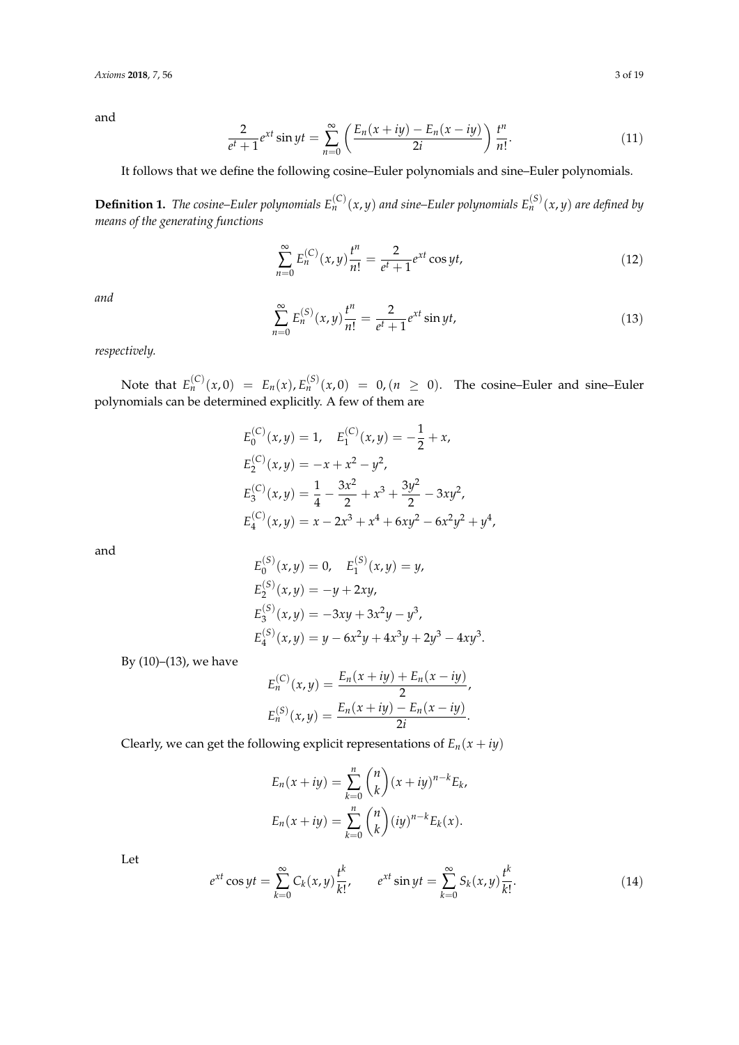and

$$\frac{2}{e^t+1}e^{xt}\sin yt = \sum_{n=0}^{\infty}\left(\frac{E_n(x+iy)-E_n(x-iy)}{2i}\right)\frac{t^n}{n!}. \tag{11}$$

It follows that we define the following cosine–Euler polynomials and sine–Euler polynomials.

**Definition 1.** *The cosine–Euler polynomials $E_n^{(C)}(x,y)$ and sine–Euler polynomials $E_n^{(S)}(x,y)$ are defined by means of the generating functions*

$$\sum_{n=0}^{\infty} E_n^{(C)}(x,y)\frac{t^n}{n!} = \frac{2}{e^t+1}e^{xt}\cos yt, \tag{12}$$

*and*

$$\sum_{n=0}^{\infty} E_n^{(S)}(x,y)\frac{t^n}{n!} = \frac{2}{e^t+1}e^{xt}\sin yt, \tag{13}$$

*respectively.*

Note that $E_n^{(C)}(x,0) = E_n(x), E_n^{(S)}(x,0) = 0, (n \geq 0)$. The cosine–Euler and sine–Euler polynomials can be determined explicitly. A few of them are

$$\begin{aligned}
&E_0^{(C)}(x,y) = 1, \quad E_1^{(C)}(x,y) = -\frac{1}{2} + x,\\
&E_2^{(C)}(x,y) = -x + x^2 - y^2,\\
&E_3^{(C)}(x,y) = \frac{1}{4} - \frac{3x^2}{2} + x^3 + \frac{3y^2}{2} - 3xy^2,\\
&E_4^{(C)}(x,y) = x - 2x^3 + x^4 + 6xy^2 - 6x^2y^2 + y^4,
\end{aligned}$$

and

$$\begin{aligned}
&E_0^{(S)}(x,y) = 0, \quad E_1^{(S)}(x,y) = y,\\
&E_2^{(S)}(x,y) = -y + 2xy,\\
&E_3^{(S)}(x,y) = -3xy + 3x^2y - y^3,\\
&E_4^{(S)}(x,y) = y - 6x^2y + 4x^3y + 2y^3 - 4xy^3.
\end{aligned}$$

By (10)–(13), we have

$$\begin{aligned}
E_n^{(C)}(x,y) &= \frac{E_n(x+iy)+E_n(x-iy)}{2},\\
E_n^{(S)}(x,y) &= \frac{E_n(x+iy)-E_n(x-iy)}{2i}.
\end{aligned}$$

Clearly, we can get the following explicit representations of $E_n(x+iy)$

$$\begin{aligned}
E_n(x+iy) &= \sum_{k=0}^{n}\binom{n}{k}(x+iy)^{n-k}E_k,\\
E_n(x+iy) &= \sum_{k=0}^{n}\binom{n}{k}(iy)^{n-k}E_k(x).
\end{aligned}$$

Let

$$e^{xt}\cos yt = \sum_{k=0}^{\infty} C_k(x,y)\frac{t^k}{k!}, \qquad e^{xt}\sin yt = \sum_{k=0}^{\infty} S_k(x,y)\frac{t^k}{k!}. \tag{14}$$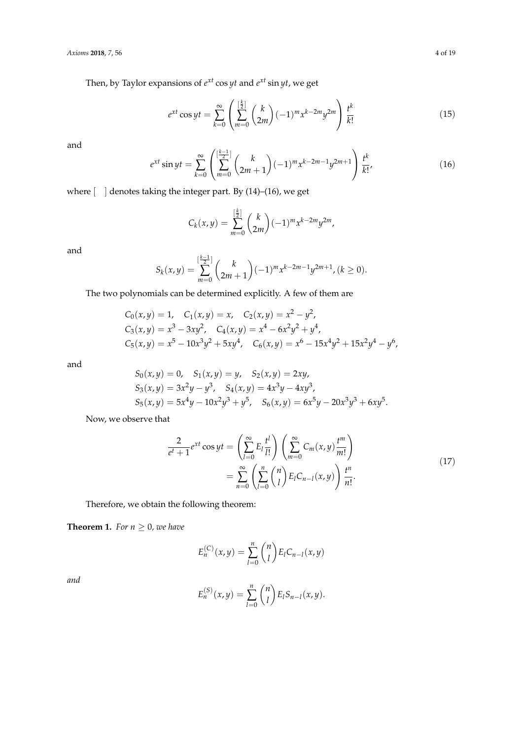Then, by Taylor expansions of $e^{xt}\cos yt$ and $e^{xt}\sin yt$, we get

$$e^{xt}\cos yt = \sum_{k=0}^{\infty}\left(\sum_{m=0}^{[\frac{k}{2}]}\binom{k}{2m}(-1)^m x^{k-2m}y^{2m}\right)\frac{t^k}{k!} \tag{15}$$

and

$$e^{xt}\sin yt = \sum_{k=0}^{\infty}\left(\sum_{m=0}^{[\frac{k-1}{2}]}\binom{k}{2m+1}(-1)^m x^{k-2m-1}y^{2m+1}\right)\frac{t^k}{k!}, \tag{16}$$

where [ ] denotes taking the integer part. By (14)–(16), we get

$$C_k(x,y) = \sum_{m=0}^{[\frac{k}{2}]}\binom{k}{2m}(-1)^m x^{k-2m}y^{2m},$$

and

$$S_k(x,y) = \sum_{m=0}^{[\frac{k-1}{2}]}\binom{k}{2m+1}(-1)^m x^{k-2m-1}y^{2m+1}, (k \geq 0).$$

The two polynomials can be determined explicitly. A few of them are

$$\begin{aligned}
&C_0(x,y) = 1, \quad C_1(x,y) = x, \quad C_2(x,y) = x^2 - y^2, \\
&C_3(x,y) = x^3 - 3xy^2, \quad C_4(x,y) = x^4 - 6x^2y^2 + y^4, \\
&C_5(x,y) = x^5 - 10x^3y^2 + 5xy^4, \quad C_6(x,y) = x^6 - 15x^4y^2 + 15x^2y^4 - y^6,
\end{aligned}$$

and

$$\begin{aligned}
&S_0(x,y) = 0, \quad S_1(x,y) = y, \quad S_2(x,y) = 2xy, \\
&S_3(x,y) = 3x^2y - y^3, \quad S_4(x,y) = 4x^3y - 4xy^3, \\
&S_5(x,y) = 5x^4y - 10x^2y^3 + y^5, \quad S_6(x,y) = 6x^5y - 20x^3y^3 + 6xy^5.
\end{aligned}$$

Now, we observe that

$$\begin{aligned}
\frac{2}{e^t+1}e^{xt}\cos yt &= \left(\sum_{l=0}^{\infty}E_l\frac{t^l}{l!}\right)\left(\sum_{m=0}^{\infty}C_m(x,y)\frac{t^m}{m!}\right) \\
&= \sum_{n=0}^{\infty}\left(\sum_{l=0}^{n}\binom{n}{l}E_l C_{n-l}(x,y)\right)\frac{t^n}{n!}.
\end{aligned} \tag{17}$$

Therefore, we obtain the following theorem:

**Theorem 1.** *For $n \geq 0$, we have*

$$E_n^{(C)}(x,y) = \sum_{l=0}^{n}\binom{n}{l}E_l C_{n-l}(x,y)$$

*and*

$$E_n^{(S)}(x,y) = \sum_{l=0}^{n}\binom{n}{l}E_l S_{n-l}(x,y).$$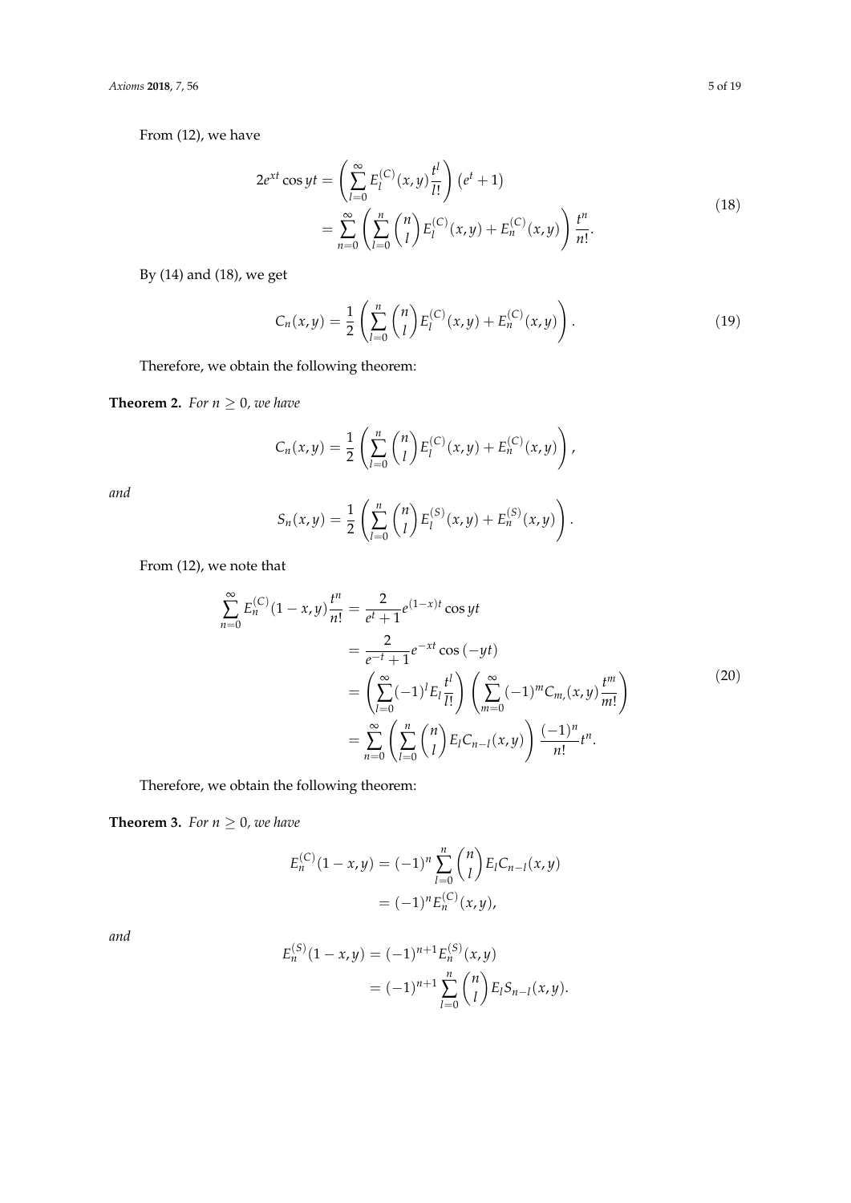From (12), we have

$$
\begin{aligned}
2e^{xt}\cos yt &= \left(\sum_{l=0}^{\infty} E_l^{(C)}(x,y)\frac{t^l}{l!}\right)\left(e^t+1\right) \\
&= \sum_{n=0}^{\infty}\left(\sum_{l=0}^{n}\binom{n}{l}E_l^{(C)}(x,y)+E_n^{(C)}(x,y)\right)\frac{t^n}{n!}.
\end{aligned}
\tag{18}
$$

By (14) and (18), we get

$$
C_n(x,y) = \frac{1}{2}\left(\sum_{l=0}^{n}\binom{n}{l}E_l^{(C)}(x,y)+E_n^{(C)}(x,y)\right). \tag{19}
$$

Therefore, we obtain the following theorem:

**Theorem 2.** *For $n \geq 0$, we have*

$$
C_n(x,y) = \frac{1}{2}\left(\sum_{l=0}^{n}\binom{n}{l}E_l^{(C)}(x,y)+E_n^{(C)}(x,y)\right),
$$

*and*

$$
S_n(x,y) = \frac{1}{2}\left(\sum_{l=0}^{n}\binom{n}{l}E_l^{(S)}(x,y)+E_n^{(S)}(x,y)\right).
$$

From (12), we note that

$$
\begin{aligned}
\sum_{n=0}^{\infty} E_n^{(C)}(1-x,y)\frac{t^n}{n!} &= \frac{2}{e^t+1}e^{(1-x)t}\cos yt \\
&= \frac{2}{e^{-t}+1}e^{-xt}\cos(-yt) \\
&= \left(\sum_{l=0}^{\infty}(-1)^l E_l\frac{t^l}{l!}\right)\left(\sum_{m=0}^{\infty}(-1)^m C_{m,}(x,y)\frac{t^m}{m!}\right) \\
&= \sum_{n=0}^{\infty}\left(\sum_{l=0}^{n}\binom{n}{l}E_l C_{n-l}(x,y)\right)\frac{(-1)^n}{n!}t^n.
\end{aligned}
\tag{20}
$$

Therefore, we obtain the following theorem:

**Theorem 3.** *For $n \geq 0$, we have*

$$
\begin{aligned}
E_n^{(C)}(1-x,y) &= (-1)^n\sum_{l=0}^{n}\binom{n}{l}E_l C_{n-l}(x,y) \\
&= (-1)^n E_n^{(C)}(x,y),
\end{aligned}
$$

*and*

$$
\begin{aligned}
E_n^{(S)}(1-x,y) &= (-1)^{n+1}E_n^{(S)}(x,y) \\
&= (-1)^{n+1}\sum_{l=0}^{n}\binom{n}{l}E_l S_{n-l}(x,y).
\end{aligned}
$$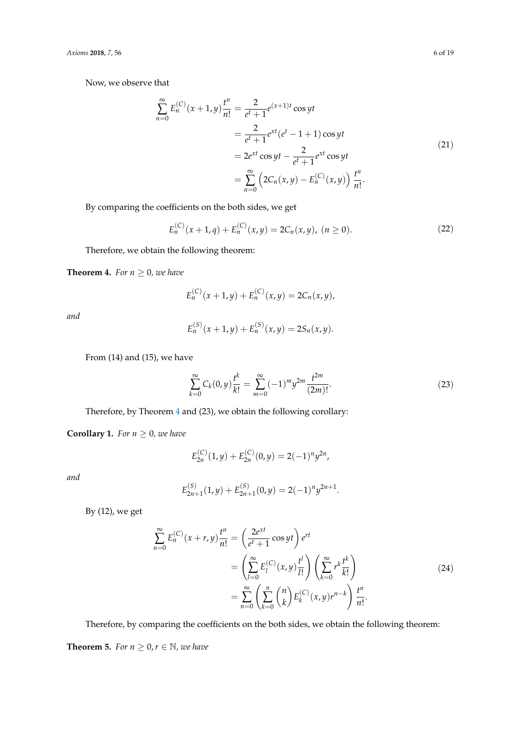Now, we observe that

$$
\begin{aligned}
\sum_{n=0}^{\infty} E_n^{(C)}(x+1,y)\frac{t^n}{n!} &= \frac{2}{e^t+1}e^{(x+1)t}\cos yt \\
&= \frac{2}{e^t+1}e^{xt}(e^t-1+1)\cos yt \\
&= 2e^{xt}\cos yt - \frac{2}{e^t+1}e^{xt}\cos yt \\
&= \sum_{n=0}^{\infty}\left(2C_n(x,y) - E_n^{(C)}(x,y)\right)\frac{t^n}{n!}.
\end{aligned} \tag{21}
$$

By comparing the coefficients on the both sides, we get

$$
E_n^{(C)}(x+1,q) + E_n^{(C)}(x,y) = 2C_n(x,y),\ (n \geq 0). \tag{22}
$$

Therefore, we obtain the following theorem:

**Theorem 4.** *For $n \geq 0$, we have*

$$
E_n^{(C)}(x+1,y) + E_n^{(C)}(x,y) = 2C_n(x,y),
$$

*and*

$$
E_n^{(S)}(x+1,y) + E_n^{(S)}(x,y) = 2S_n(x,y).
$$

From (14) and (15), we have

$$
\sum_{k=0}^{\infty} C_k(0,y)\frac{t^k}{k!} = \sum_{m=0}^{\infty}(-1)^m y^{2m}\frac{t^{2m}}{(2m)!}. \tag{23}
$$

Therefore, by Theorem 4 and (23), we obtain the following corollary:

**Corollary 1.** *For $n \geq 0$, we have*

$$
E_{2n}^{(C)}(1,y) + E_{2n}^{(C)}(0,y) = 2(-1)^n y^{2n},
$$

*and*

$$
E_{2n+1}^{(S)}(1,y) + E_{2n+1}^{(S)}(0,y) = 2(-1)^n y^{2n+1}.
$$

By (12), we get

$$
\begin{aligned}
\sum_{n=0}^{\infty} E_n^{(C)}(x+r,y)\frac{t^n}{n!} &= \left(\frac{2e^{xt}}{e^t+1}\cos yt\right)e^{rt} \\
&= \left(\sum_{l=0}^{\infty} E_l^{(C)}(x,y)\frac{t^l}{l!}\right)\left(\sum_{k=0}^{\infty} r^k\frac{t^k}{k!}\right) \\
&= \sum_{n=0}^{\infty}\left(\sum_{k=0}^{n}\binom{n}{k}E_k^{(C)}(x,y)r^{n-k}\right)\frac{t^n}{n!}.
\end{aligned} \tag{24}
$$

Therefore, by comparing the coefficients on the both sides, we obtain the following theorem:

**Theorem 5.** *For $n \geq 0, r \in \mathbb{N}$, we have*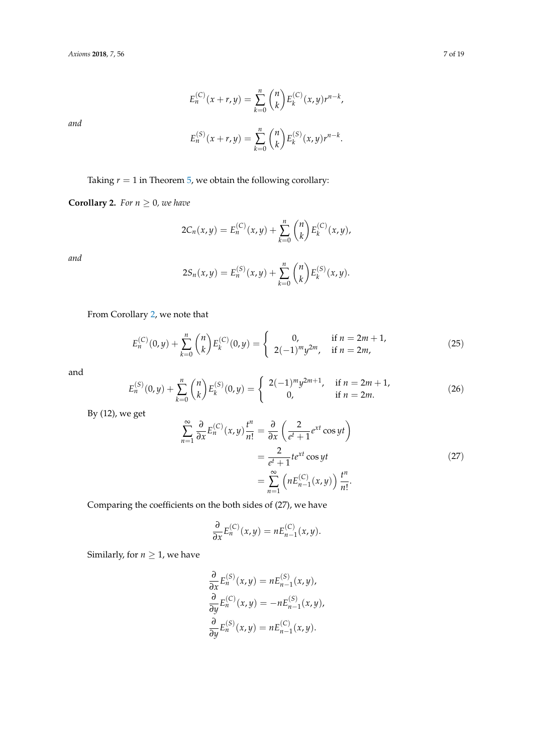$$E_n^{(C)}(x+r,y) = \sum_{k=0}^{n} \binom{n}{k} E_k^{(C)}(x,y) r^{n-k},$$

*and*

$$E_n^{(S)}(x+r,y) = \sum_{k=0}^{n} \binom{n}{k} E_k^{(S)}(x,y) r^{n-k}.$$

Taking $r = 1$ in Theorem 5, we obtain the following corollary:

**Corollary 2.** *For $n \geq 0$, we have*

$$2C_n(x,y) = E_n^{(C)}(x,y) + \sum_{k=0}^{n} \binom{n}{k} E_k^{(C)}(x,y),$$

*and*

$$2S_n(x,y) = E_n^{(S)}(x,y) + \sum_{k=0}^{n} \binom{n}{k} E_k^{(S)}(x,y).$$

From Corollary 2, we note that

$$E_n^{(C)}(0,y) + \sum_{k=0}^{n} \binom{n}{k} E_k^{(C)}(0,y) = \begin{cases} 0, & \text{if } n = 2m+1, \\ 2(-1)^m y^{2m}, & \text{if } n = 2m, \end{cases} \tag{25}$$

and

$$E_n^{(S)}(0,y) + \sum_{k=0}^{n} \binom{n}{k} E_k^{(S)}(0,y) = \begin{cases} 2(-1)^m y^{2m+1}, & \text{if } n = 2m+1, \\ 0, & \text{if } n = 2m. \end{cases} \tag{26}$$

By (12), we get

$$\begin{aligned} \sum_{n=1}^{\infty} \frac{\partial}{\partial x} E_n^{(C)}(x,y) \frac{t^n}{n!} &= \frac{\partial}{\partial x} \left( \frac{2}{e^t+1} e^{xt} \cos yt \right) \\ &= \frac{2}{e^t+1} t e^{xt} \cos yt \\ &= \sum_{n=1}^{\infty} \left( n E_{n-1}^{(C)}(x,y) \right) \frac{t^n}{n!}. \end{aligned} \tag{27}$$

Comparing the coefficients on the both sides of (27), we have

$$\frac{\partial}{\partial x} E_n^{(C)}(x,y) = n E_{n-1}^{(C)}(x,y).$$

Similarly, for $n \geq 1$, we have

$$\begin{aligned} \frac{\partial}{\partial x} E_n^{(S)}(x,y) &= n E_{n-1}^{(S)}(x,y), \\ \frac{\partial}{\partial y} E_n^{(C)}(x,y) &= -n E_{n-1}^{(S)}(x,y), \\ \frac{\partial}{\partial y} E_n^{(S)}(x,y) &= n E_{n-1}^{(C)}(x,y). \end{aligned}$$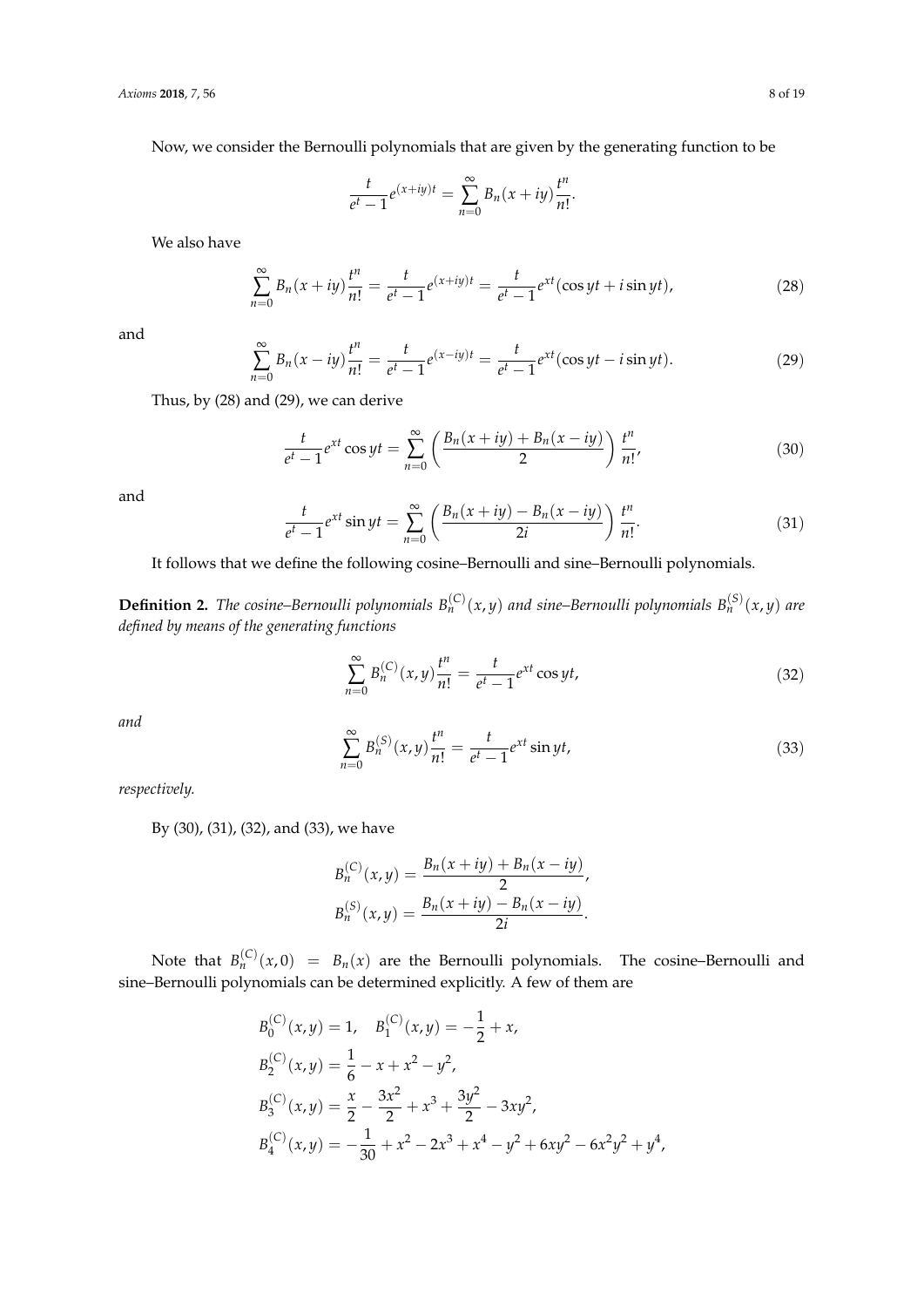Now, we consider the Bernoulli polynomials that are given by the generating function to be

$$\frac{t}{e^t-1}e^{(x+iy)t}=\sum_{n=0}^{\infty}B_n(x+iy)\frac{t^n}{n!}.$$

We also have

$$\sum_{n=0}^{\infty}B_n(x+iy)\frac{t^n}{n!}=\frac{t}{e^t-1}e^{(x+iy)t}=\frac{t}{e^t-1}e^{xt}(\cos yt+i\sin yt), \tag{28}$$

and

$$\sum_{n=0}^{\infty}B_n(x-iy)\frac{t^n}{n!}=\frac{t}{e^t-1}e^{(x-iy)t}=\frac{t}{e^t-1}e^{xt}(\cos yt-i\sin yt). \tag{29}$$

Thus, by (28) and (29), we can derive

$$\frac{t}{e^t-1}e^{xt}\cos yt=\sum_{n=0}^{\infty}\left(\frac{B_n(x+iy)+B_n(x-iy)}{2}\right)\frac{t^n}{n!}, \tag{30}$$

and

$$\frac{t}{e^t-1}e^{xt}\sin yt=\sum_{n=0}^{\infty}\left(\frac{B_n(x+iy)-B_n(x-iy)}{2i}\right)\frac{t^n}{n!}. \tag{31}$$

It follows that we define the following cosine–Bernoulli and sine–Bernoulli polynomials.

**Definition 2.** *The cosine–Bernoulli polynomials $B_n^{(C)}(x,y)$ and sine–Bernoulli polynomials $B_n^{(S)}(x,y)$ are defined by means of the generating functions*

$$\sum_{n=0}^{\infty}B_n^{(C)}(x,y)\frac{t^n}{n!}=\frac{t}{e^t-1}e^{xt}\cos yt, \tag{32}$$

*and*

$$\sum_{n=0}^{\infty}B_n^{(S)}(x,y)\frac{t^n}{n!}=\frac{t}{e^t-1}e^{xt}\sin yt, \tag{33}$$

*respectively.*

By (30), (31), (32), and (33), we have

$$B_n^{(C)}(x,y)=\frac{B_n(x+iy)+B_n(x-iy)}{2},$$
$$B_n^{(S)}(x,y)=\frac{B_n(x+iy)-B_n(x-iy)}{2i}.$$

Note that $B_n^{(C)}(x,0)=B_n(x)$ are the Bernoulli polynomials. The cosine–Bernoulli and sine–Bernoulli polynomials can be determined explicitly. A few of them are

$$B_0^{(C)}(x,y)=1,\quad B_1^{(C)}(x,y)=-\frac{1}{2}+x,$$
$$B_2^{(C)}(x,y)=\frac{1}{6}-x+x^2-y^2,$$
$$B_3^{(C)}(x,y)=\frac{x}{2}-\frac{3x^2}{2}+x^3+\frac{3y^2}{2}-3xy^2,$$
$$B_4^{(C)}(x,y)=-\frac{1}{30}+x^2-2x^3+x^4-y^2+6xy^2-6x^2y^2+y^4,$$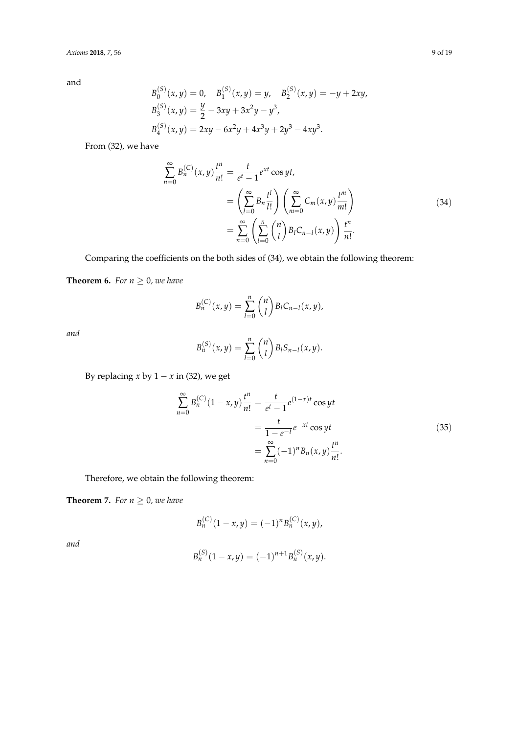and

$$
\begin{aligned}
&B_0^{(S)}(x,y)=0, \quad B_1^{(S)}(x,y)=y, \quad B_2^{(S)}(x,y)=-y+2xy,\\
&B_3^{(S)}(x,y)=\frac{y}{2}-3xy+3x^2y-y^3,\\
&B_4^{(S)}(x,y)=2xy-6x^2y+4x^3y+2y^3-4xy^3.
\end{aligned}
$$

From (32), we have

$$
\begin{aligned}
\sum_{n=0}^{\infty} B_n^{(C)}(x,y)\frac{t^n}{n!} &= \frac{t}{e^t-1}e^{xt}\cos yt,\\
&= \left(\sum_{l=0}^{\infty} B_n \frac{t^l}{l!}\right)\left(\sum_{m=0}^{\infty} C_m(x,y)\frac{t^m}{m!}\right)\\
&= \sum_{n=0}^{\infty}\left(\sum_{l=0}^{n}\binom{n}{l}B_l C_{n-l}(x,y)\right)\frac{t^n}{n!}.
\end{aligned} \tag{34}
$$

Comparing the coefficients on the both sides of (34), we obtain the following theorem:

**Theorem 6.** *For $n \geq 0$, we have*

$$
B_n^{(C)}(x,y) = \sum_{l=0}^{n}\binom{n}{l}B_l C_{n-l}(x,y),
$$

*and*

$$
B_n^{(S)}(x,y) = \sum_{l=0}^{n}\binom{n}{l}B_l S_{n-l}(x,y).
$$

By replacing $x$ by $1-x$ in (32), we get

$$
\begin{aligned}
\sum_{n=0}^{\infty} B_n^{(C)}(1-x,y)\frac{t^n}{n!} &= \frac{t}{e^t-1}e^{(1-x)t}\cos yt\\
&= \frac{t}{1-e^{-t}}e^{-xt}\cos yt\\
&= \sum_{n=0}^{\infty}(-1)^n B_n(x,y)\frac{t^n}{n!}.
\end{aligned} \tag{35}
$$

Therefore, we obtain the following theorem:

**Theorem 7.** *For $n \geq 0$, we have*

$$
B_n^{(C)}(1-x,y) = (-1)^n B_n^{(C)}(x,y),
$$

*and*

$$
B_n^{(S)}(1-x,y) = (-1)^{n+1} B_n^{(S)}(x,y).
$$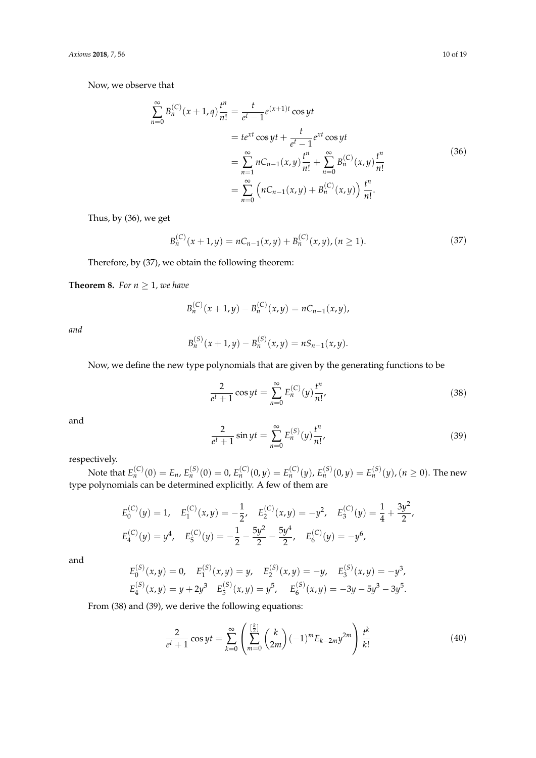Now, we observe that

$$
\begin{aligned}
\sum_{n=0}^{\infty} B_n^{(C)}(x+1,q)\frac{t^n}{n!} &= \frac{t}{e^t-1}e^{(x+1)t}\cos yt \\
&= te^{xt}\cos yt + \frac{t}{e^t-1}e^{xt}\cos yt \\
&= \sum_{n=1}^{\infty} nC_{n-1}(x,y)\frac{t^n}{n!} + \sum_{n=0}^{\infty} B_n^{(C)}(x,y)\frac{t^n}{n!} \\
&= \sum_{n=0}^{\infty}\left(nC_{n-1}(x,y) + B_n^{(C)}(x,y)\right)\frac{t^n}{n!}.
\end{aligned}
\tag{36}
$$

Thus, by (36), we get

$$
B_n^{(C)}(x+1,y) = nC_{n-1}(x,y) + B_n^{(C)}(x,y), (n \geq 1). \tag{37}
$$

Therefore, by (37), we obtain the following theorem:

**Theorem 8.** *For $n \geq 1$, we have*

$$
B_n^{(C)}(x+1,y) - B_n^{(C)}(x,y) = nC_{n-1}(x,y),
$$

*and*

$$
B_n^{(S)}(x+1,y) - B_n^{(S)}(x,y) = nS_{n-1}(x,y).
$$

Now, we define the new type polynomials that are given by the generating functions to be

$$
\frac{2}{e^t+1}\cos yt = \sum_{n=0}^{\infty} E_n^{(C)}(y)\frac{t^n}{n!}, \tag{38}
$$

and

$$
\frac{2}{e^t+1}\sin yt = \sum_{n=0}^{\infty} E_n^{(S)}(y)\frac{t^n}{n!}, \tag{39}
$$

respectively.

Note that $E_n^{(C)}(0) = E_n$, $E_n^{(S)}(0) = 0$, $E_n^{(C)}(0,y) = E_n^{(C)}(y)$, $E_n^{(S)}(0,y) = E_n^{(S)}(y)$, $(n \geq 0)$. The new type polynomials can be determined explicitly. A few of them are

$$
\begin{aligned}
&E_0^{(C)}(y) = 1, \quad E_1^{(C)}(x,y) = -\frac{1}{2}, \quad E_2^{(C)}(x,y) = -y^2, \quad E_3^{(C)}(y) = \frac{1}{4} + \frac{3y^2}{2}, \\
&E_4^{(C)}(y) = y^4, \quad E_5^{(C)}(y) = -\frac{1}{2} - \frac{5y^2}{2} - \frac{5y^4}{2}, \quad E_6^{(C)}(y) = -y^6,
\end{aligned}
$$

and

$$
\begin{aligned}
&E_0^{(S)}(x,y) = 0, \quad E_1^{(S)}(x,y) = y, \quad E_2^{(S)}(x,y) = -y, \quad E_3^{(S)}(x,y) = -y^3, \\
&E_4^{(S)}(x,y) = y + 2y^3 \quad E_5^{(S)}(x,y) = y^5, \quad E_6^{(S)}(x,y) = -3y - 5y^3 - 3y^5.
\end{aligned}
$$

From (38) and (39), we derive the following equations:

$$
\frac{2}{e^t+1}\cos yt = \sum_{k=0}^{\infty}\left(\sum_{m=0}^{\left[\frac{k}{2}\right]}\binom{k}{2m}(-1)^m E_{k-2m}y^{2m}\right)\frac{t^k}{k!} \tag{40}
$$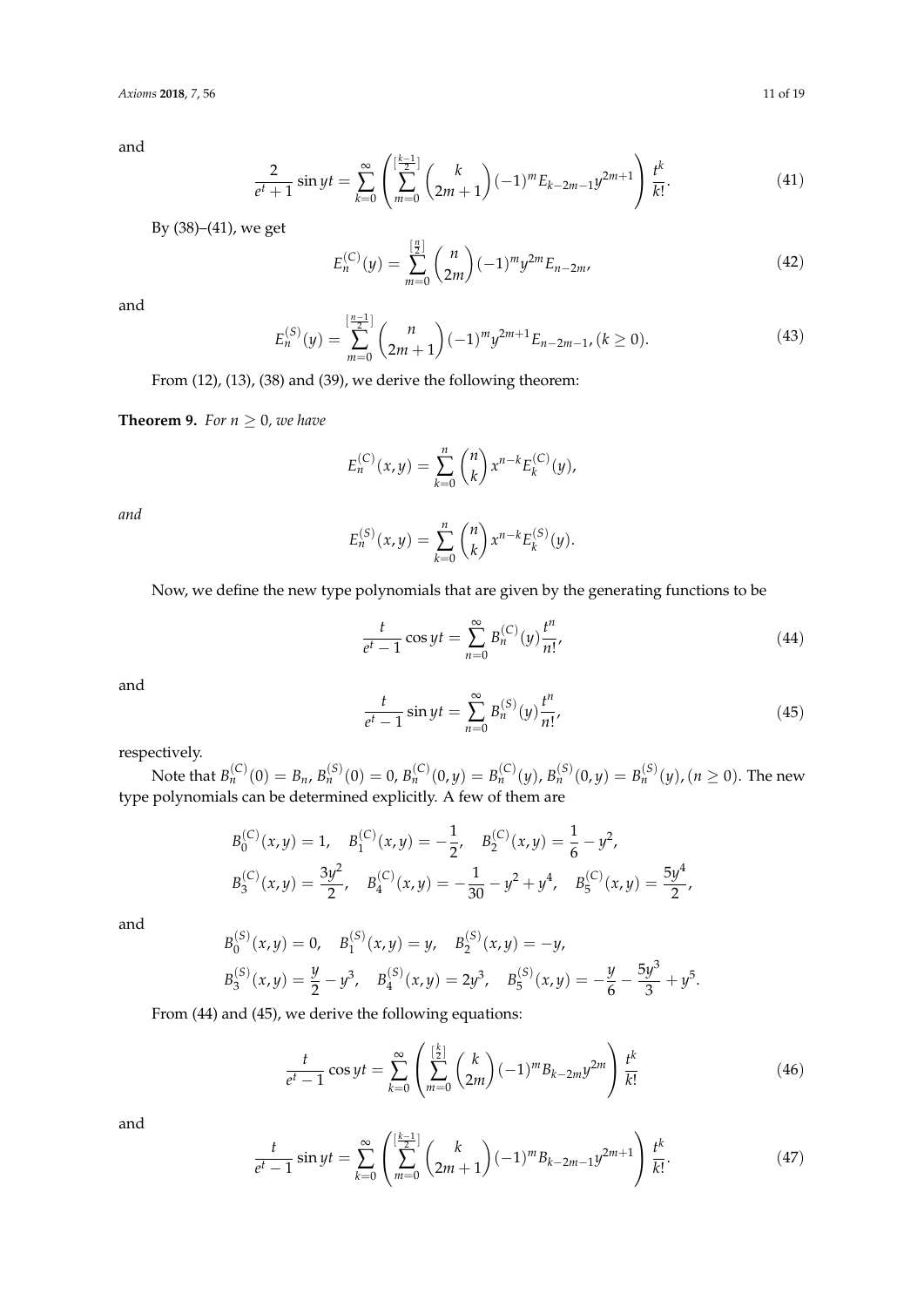and

$$\frac{2}{e^t+1}\sin yt = \sum_{k=0}^{\infty}\left(\sum_{m=0}^{[\frac{k-1}{2}]}\binom{k}{2m+1}(-1)^m E_{k-2m-1}y^{2m+1}\right)\frac{t^k}{k!}. \tag{41}$$

By (38)–(41), we get

$$E_n^{(C)}(y) = \sum_{m=0}^{[\frac{n}{2}]}\binom{n}{2m}(-1)^m y^{2m}E_{n-2m}, \tag{42}$$

and

$$E_n^{(S)}(y) = \sum_{m=0}^{[\frac{n-1}{2}]}\binom{n}{2m+1}(-1)^m y^{2m+1}E_{n-2m-1}, (k \geq 0). \tag{43}$$

From (12), (13), (38) and (39), we derive the following theorem:

**Theorem 9.** *For $n \geq 0$, we have*

$$E_n^{(C)}(x,y) = \sum_{k=0}^{n}\binom{n}{k}x^{n-k}E_k^{(C)}(y),$$

*and*

$$E_n^{(S)}(x,y) = \sum_{k=0}^{n}\binom{n}{k}x^{n-k}E_k^{(S)}(y).$$

Now, we define the new type polynomials that are given by the generating functions to be

$$\frac{t}{e^t-1}\cos yt = \sum_{n=0}^{\infty}B_n^{(C)}(y)\frac{t^n}{n!}, \tag{44}$$

and

$$\frac{t}{e^t-1}\sin yt = \sum_{n=0}^{\infty}B_n^{(S)}(y)\frac{t^n}{n!}, \tag{45}$$

respectively.

Note that $B_n^{(C)}(0) = B_n$, $B_n^{(S)}(0) = 0$, $B_n^{(C)}(0,y) = B_n^{(C)}(y)$, $B_n^{(S)}(0,y) = B_n^{(S)}(y)$, $(n \geq 0)$. The new type polynomials can be determined explicitly. A few of them are

$$B_0^{(C)}(x,y) = 1, \quad B_1^{(C)}(x,y) = -\frac{1}{2}, \quad B_2^{(C)}(x,y) = \frac{1}{6} - y^2,$$
$$B_3^{(C)}(x,y) = \frac{3y^2}{2}, \quad B_4^{(C)}(x,y) = -\frac{1}{30} - y^2 + y^4, \quad B_5^{(C)}(x,y) = \frac{5y^4}{2},$$

and

$$B_0^{(S)}(x,y) = 0, \quad B_1^{(S)}(x,y) = y, \quad B_2^{(S)}(x,y) = -y,$$
$$B_3^{(S)}(x,y) = \frac{y}{2} - y^3, \quad B_4^{(S)}(x,y) = 2y^3, \quad B_5^{(S)}(x,y) = -\frac{y}{6} - \frac{5y^3}{3} + y^5.$$

From (44) and (45), we derive the following equations:

$$\frac{t}{e^t-1}\cos yt = \sum_{k=0}^{\infty}\left(\sum_{m=0}^{[\frac{k}{2}]}\binom{k}{2m}(-1)^m B_{k-2m}y^{2m}\right)\frac{t^k}{k!} \tag{46}$$

and

$$\frac{t}{e^t-1}\sin yt = \sum_{k=0}^{\infty}\left(\sum_{m=0}^{[\frac{k-1}{2}]}\binom{k}{2m+1}(-1)^m B_{k-2m-1}y^{2m+1}\right)\frac{t^k}{k!}. \tag{47}$$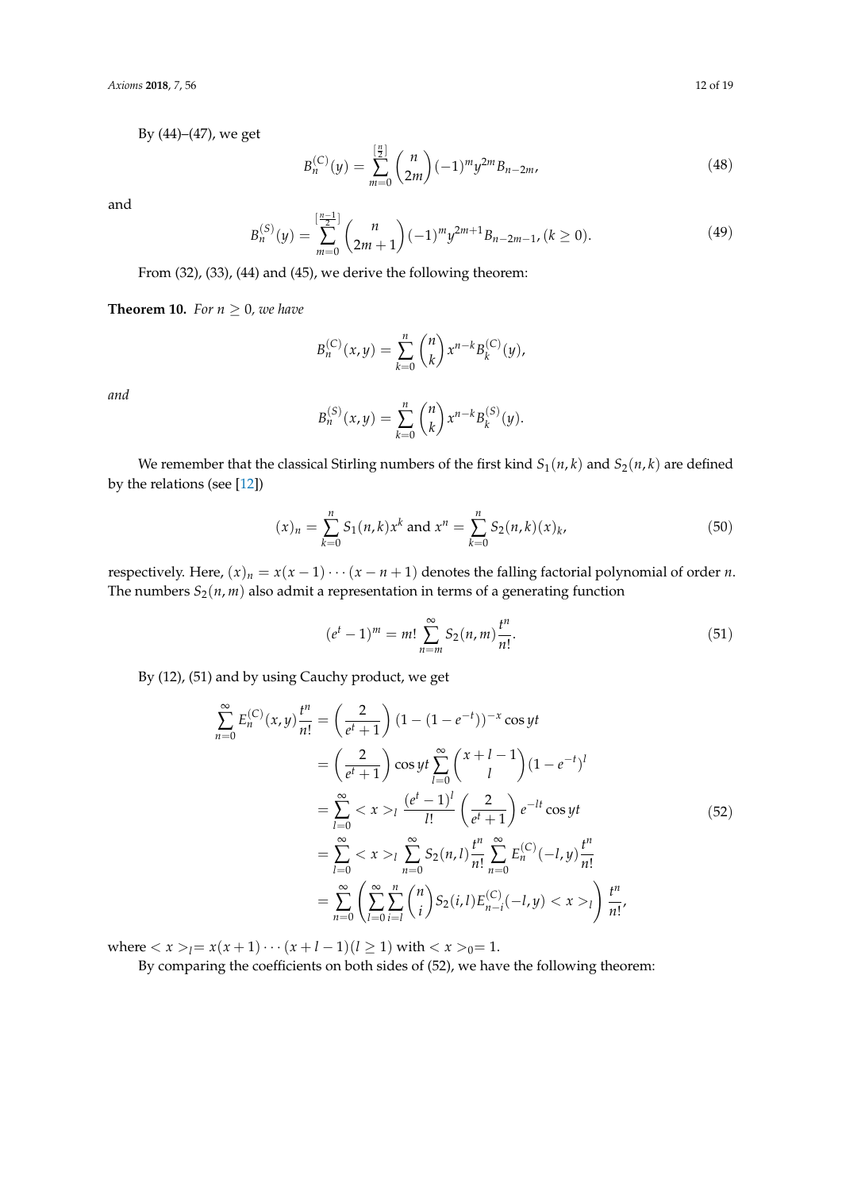By (44)–(47), we get

$$B_n^{(C)}(y) = \sum_{m=0}^{\left[\frac{n}{2}\right]} \binom{n}{2m} (-1)^m y^{2m} B_{n-2m}, \tag{48}$$

and

$$B_n^{(S)}(y) = \sum_{m=0}^{\left[\frac{n-1}{2}\right]} \binom{n}{2m+1} (-1)^m y^{2m+1} B_{n-2m-1}, (k \geq 0). \tag{49}$$

From (32), (33), (44) and (45), we derive the following theorem:

**Theorem 10.** *For $n \geq 0$, we have*

$$B_n^{(C)}(x,y) = \sum_{k=0}^{n} \binom{n}{k} x^{n-k} B_k^{(C)}(y),$$

*and*

$$B_n^{(S)}(x,y) = \sum_{k=0}^{n} \binom{n}{k} x^{n-k} B_k^{(S)}(y).$$

We remember that the classical Stirling numbers of the first kind $S_1(n,k)$ and $S_2(n,k)$ are defined by the relations (see [12])

$$(x)_n = \sum_{k=0}^{n} S_1(n,k) x^k \text{ and } x^n = \sum_{k=0}^{n} S_2(n,k)(x)_k, \tag{50}$$

respectively. Here, $(x)_n = x(x-1)\cdots(x-n+1)$ denotes the falling factorial polynomial of order $n$. The numbers $S_2(n,m)$ also admit a representation in terms of a generating function

$$(e^t - 1)^m = m! \sum_{n=m}^{\infty} S_2(n,m) \frac{t^n}{n!}. \tag{51}$$

By (12), (51) and by using Cauchy product, we get

$$\begin{aligned}
\sum_{n=0}^{\infty} E_n^{(C)}(x,y) \frac{t^n}{n!} &= \left(\frac{2}{e^t+1}\right) (1 - (1 - e^{-t}))^{-x} \cos yt \\
&= \left(\frac{2}{e^t+1}\right) \cos yt \sum_{l=0}^{\infty} \binom{x+l-1}{l} (1 - e^{-t})^l \\
&= \sum_{l=0}^{\infty} < x >_l \frac{(e^t - 1)^l}{l!} \left(\frac{2}{e^t+1}\right) e^{-lt} \cos yt \\
&= \sum_{l=0}^{\infty} < x >_l \sum_{n=0}^{\infty} S_2(n,l) \frac{t^n}{n!} \sum_{n=0}^{\infty} E_n^{(C)}(-l,y) \frac{t^n}{n!} \\
&= \sum_{n=0}^{\infty} \left( \sum_{l=0}^{\infty} \sum_{i=l}^{n} \binom{n}{i} S_2(i,l) E_{n-i}^{(C)}(-l,y) < x >_l \right) \frac{t^n}{n!},
\end{aligned} \tag{52}$$

where $< x >_l = x(x+1)\cdots(x+l-1) (l \geq 1)$ with $< x >_0 = 1$.

By comparing the coefficients on both sides of (52), we have the following theorem: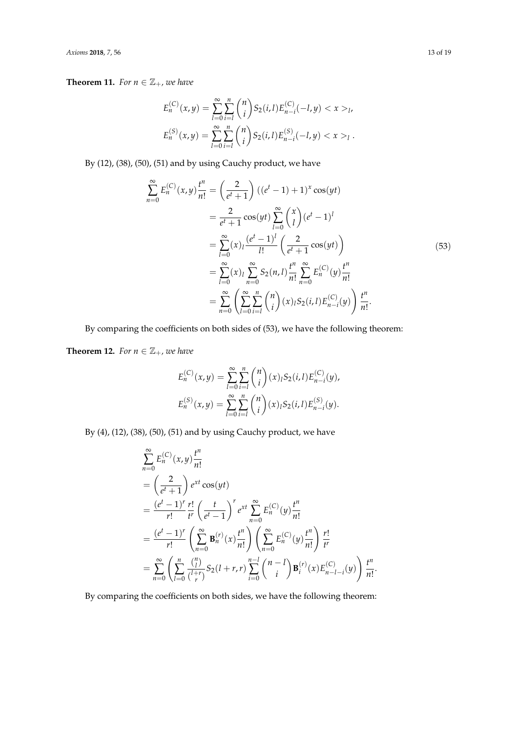**Theorem 11.** *For $n \in \mathbb{Z}_+$, we have*

$$E_n^{(C)}(x,y) = \sum_{l=0}^{\infty}\sum_{i=l}^{n}\binom{n}{i}S_2(i,l)E_{n-i}^{(C)}(-l,y) < x >_l,$$
$$E_n^{(S)}(x,y) = \sum_{l=0}^{\infty}\sum_{i=l}^{n}\binom{n}{i}S_2(i,l)E_{n-i}^{(S)}(-l,y) < x >_l .$$

By (12), (38), (50), (51) and by using Cauchy product, we have

$$\begin{aligned}
\sum_{n=0}^{\infty}E_n^{(C)}(x,y)\frac{t^n}{n!} &= \left(\frac{2}{e^t+1}\right)((e^t-1)+1)^x\cos(yt) \\
&= \frac{2}{e^t+1}\cos(yt)\sum_{l=0}^{\infty}\binom{x}{l}(e^t-1)^l \\
&= \sum_{l=0}^{\infty}(x)_l\frac{(e^t-1)^l}{l!}\left(\frac{2}{e^t+1}\cos(yt)\right) \\
&= \sum_{l=0}^{\infty}(x)_l\sum_{n=0}^{\infty}S_2(n,l)\frac{t^n}{n!}\sum_{n=0}^{\infty}E_n^{(C)}(y)\frac{t^n}{n!} \\
&= \sum_{n=0}^{\infty}\left(\sum_{l=0}^{\infty}\sum_{i=l}^{n}\binom{n}{i}(x)_lS_2(i,l)E_{n-i}^{(C)}(y)\right)\frac{t^n}{n!}.
\end{aligned} \tag{53}$$

By comparing the coefficients on both sides of (53), we have the following theorem:

**Theorem 12.** *For $n \in \mathbb{Z}_+$, we have*

$$E_n^{(C)}(x,y) = \sum_{l=0}^{\infty}\sum_{i=l}^{n}\binom{n}{i}(x)_lS_2(i,l)E_{n-i}^{(C)}(y),$$
$$E_n^{(S)}(x,y) = \sum_{l=0}^{\infty}\sum_{i=l}^{n}\binom{n}{i}(x)_lS_2(i,l)E_{n-i}^{(S)}(y).$$

By (4), (12), (38), (50), (51) and by using Cauchy product, we have

$$\begin{aligned}
&\sum_{n=0}^{\infty}E_n^{(C)}(x,y)\frac{t^n}{n!} \\
&= \left(\frac{2}{e^t+1}\right)e^{xt}\cos(yt) \\
&= \frac{(e^t-1)^r}{r!}\frac{r!}{t^r}\left(\frac{t}{e^t-1}\right)^r e^{xt}\sum_{n=0}^{\infty}E_n^{(C)}(y)\frac{t^n}{n!} \\
&= \frac{(e^t-1)^r}{r!}\left(\sum_{n=0}^{\infty}\mathbf{B}_n^{(r)}(x)\frac{t^n}{n!}\right)\left(\sum_{n=0}^{\infty}E_n^{(C)}(y)\frac{t^n}{n!}\right)\frac{r!}{t^r} \\
&= \sum_{n=0}^{\infty}\left(\sum_{l=0}^{n}\frac{\binom{n}{l}}{\binom{l+r}{r}}S_2(l+r,r)\sum_{i=0}^{n-l}\binom{n-l}{i}\mathbf{B}_i^{(r)}(x)E_{n-l-i}^{(C)}(y)\right)\frac{t^n}{n!}.
\end{aligned}$$

By comparing the coefficients on both sides, we have the following theorem: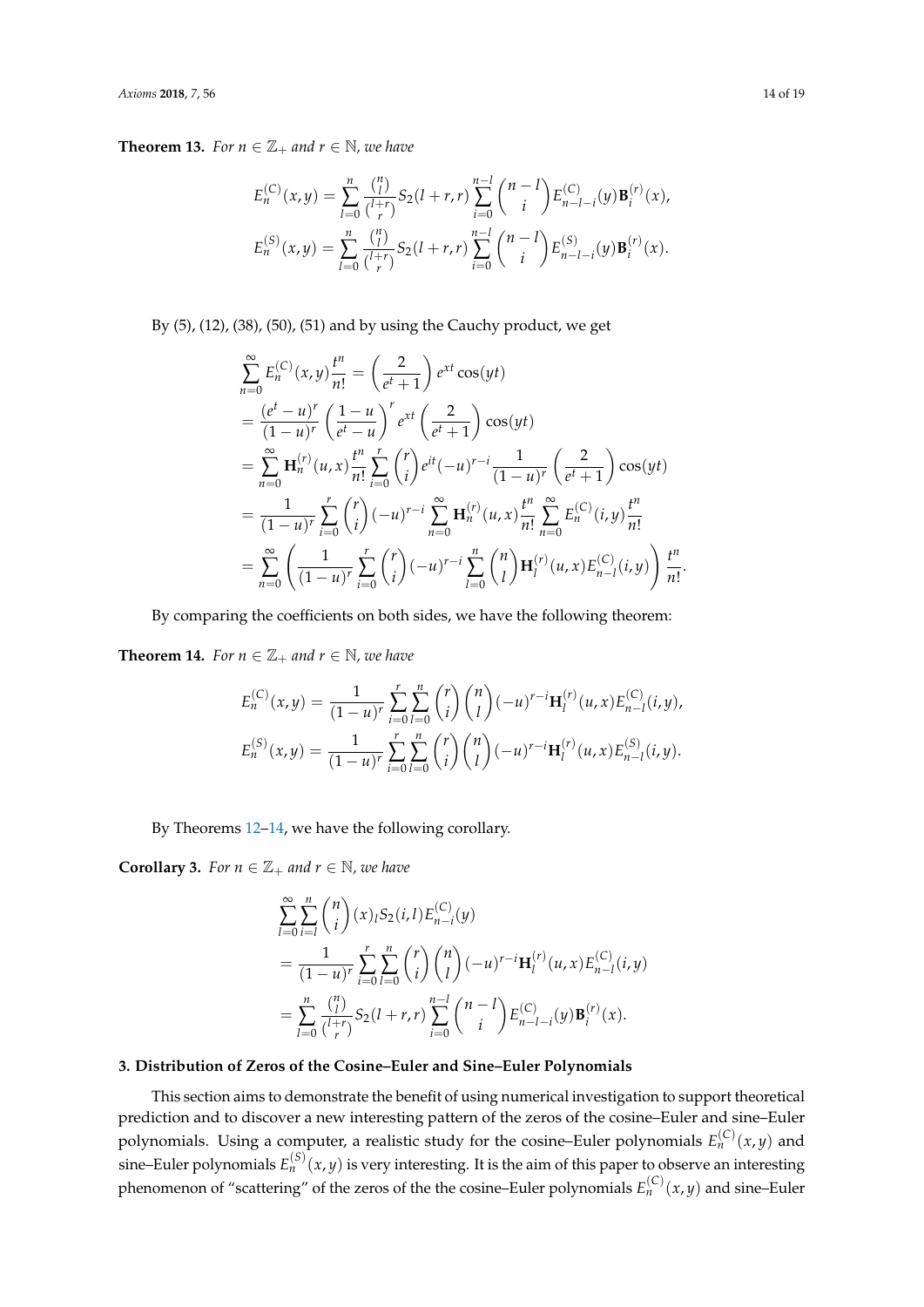**Theorem 13.** *For $n \in \mathbb{Z}_+$ and $r \in \mathbb{N}$, we have*

$$E_n^{(C)}(x,y) = \sum_{l=0}^{n} \frac{\binom{n}{l}}{\binom{l+r}{r}} S_2(l+r,r) \sum_{i=0}^{n-l} \binom{n-l}{i} E_{n-l-i}^{(C)}(y) \mathbf{B}_i^{(r)}(x),$$
$$E_n^{(S)}(x,y) = \sum_{l=0}^{n} \frac{\binom{n}{l}}{\binom{l+r}{r}} S_2(l+r,r) \sum_{i=0}^{n-l} \binom{n-l}{i} E_{n-l-i}^{(S)}(y) \mathbf{B}_i^{(r)}(x).$$

By (5), (12), (38), (50), (51) and by using the Cauchy product, we get

$$\begin{aligned}
\sum_{n=0}^{\infty} E_n^{(C)}(x,y)\frac{t^n}{n!} &= \left(\frac{2}{e^t+1}\right) e^{xt}\cos(yt) \\
&= \frac{(e^t-u)^r}{(1-u)^r}\left(\frac{1-u}{e^t-u}\right)^r e^{xt}\left(\frac{2}{e^t+1}\right)\cos(yt) \\
&= \sum_{n=0}^{\infty} \mathbf{H}_n^{(r)}(u,x)\frac{t^n}{n!}\sum_{i=0}^{r}\binom{r}{i} e^{it}(-u)^{r-i}\frac{1}{(1-u)^r}\left(\frac{2}{e^t+1}\right)\cos(yt) \\
&= \frac{1}{(1-u)^r}\sum_{i=0}^{r}\binom{r}{i}(-u)^{r-i}\sum_{n=0}^{\infty}\mathbf{H}_n^{(r)}(u,x)\frac{t^n}{n!}\sum_{n=0}^{\infty}E_n^{(C)}(i,y)\frac{t^n}{n!} \\
&= \sum_{n=0}^{\infty}\left(\frac{1}{(1-u)^r}\sum_{i=0}^{r}\binom{r}{i}(-u)^{r-i}\sum_{l=0}^{n}\binom{n}{l}\mathbf{H}_l^{(r)}(u,x)E_{n-l}^{(C)}(i,y)\right)\frac{t^n}{n!}.
\end{aligned}$$

By comparing the coefficients on both sides, we have the following theorem:

**Theorem 14.** *For $n \in \mathbb{Z}_+$ and $r \in \mathbb{N}$, we have*

$$E_n^{(C)}(x,y) = \frac{1}{(1-u)^r}\sum_{i=0}^{r}\sum_{l=0}^{n}\binom{r}{i}\binom{n}{l}(-u)^{r-i}\mathbf{H}_l^{(r)}(u,x)E_{n-l}^{(C)}(i,y),$$
$$E_n^{(S)}(x,y) = \frac{1}{(1-u)^r}\sum_{i=0}^{r}\sum_{l=0}^{n}\binom{r}{i}\binom{n}{l}(-u)^{r-i}\mathbf{H}_l^{(r)}(u,x)E_{n-l}^{(S)}(i,y).$$

By Theorems 12–14, we have the following corollary.

**Corollary 3.** *For $n \in \mathbb{Z}_+$ and $r \in \mathbb{N}$, we have*

$$\begin{aligned}
&\sum_{l=0}^{\infty}\sum_{i=l}^{n}\binom{n}{i}(x)_l S_2(i,l)E_{n-i}^{(C)}(y) \\
&= \frac{1}{(1-u)^r}\sum_{i=0}^{r}\sum_{l=0}^{n}\binom{r}{i}\binom{n}{l}(-u)^{r-i}\mathbf{H}_l^{(r)}(u,x)E_{n-l}^{(C)}(i,y) \\
&= \sum_{l=0}^{n}\frac{\binom{n}{l}}{\binom{l+r}{r}}S_2(l+r,r)\sum_{i=0}^{n-l}\binom{n-l}{i}E_{n-l-i}^{(C)}(y)\mathbf{B}_i^{(r)}(x).
\end{aligned}$$

## 3. Distribution of Zeros of the Cosine–Euler and Sine–Euler Polynomials

This section aims to demonstrate the benefit of using numerical investigation to support theoretical prediction and to discover a new interesting pattern of the zeros of the cosine–Euler and sine–Euler polynomials. Using a computer, a realistic study for the cosine–Euler polynomials $E_n^{(C)}(x,y)$ and sine–Euler polynomials $E_n^{(S)}(x,y)$ is very interesting. It is the aim of this paper to observe an interesting phenomenon of "scattering" of the zeros of the the cosine–Euler polynomials $E_n^{(C)}(x,y)$ and sine–Euler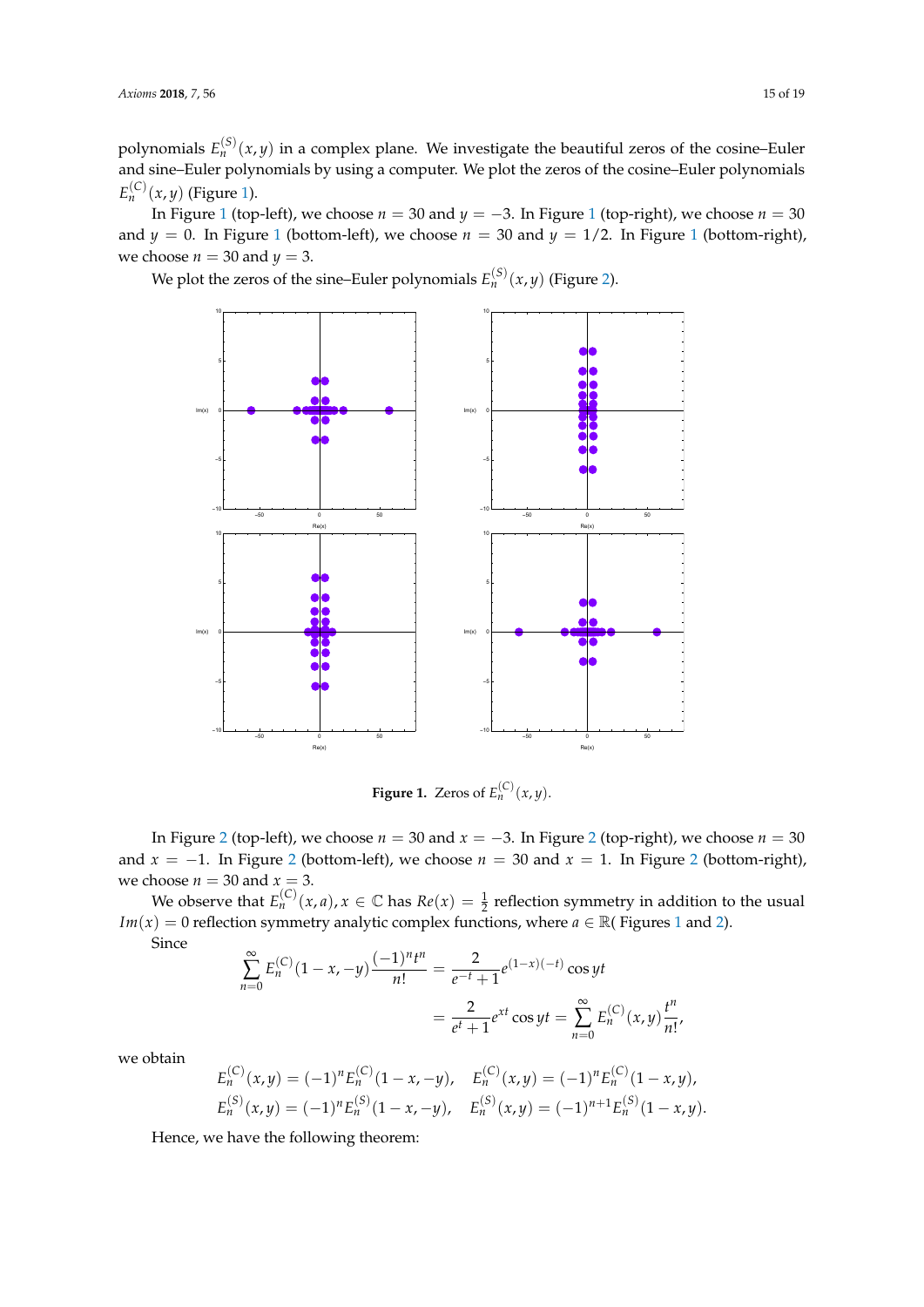polynomials $E_n^{(S)}(x,y)$ in a complex plane. We investigate the beautiful zeros of the cosine–Euler and sine–Euler polynomials by using a computer. We plot the zeros of the cosine–Euler polynomials $E_n^{(C)}(x,y)$ (Figure 1).

In Figure 1 (top-left), we choose $n = 30$ and $y = -3$. In Figure 1 (top-right), we choose $n = 30$ and $y = 0$. In Figure 1 (bottom-left), we choose $n = 30$ and $y = 1/2$. In Figure 1 (bottom-right), we choose $n = 30$ and $y = 3$.

We plot the zeros of the sine–Euler polynomials $E_n^{(S)}(x,y)$ (Figure 2).

**Figure 1.** Zeros of $E_n^{(C)}(x,y)$.

In Figure 2 (top-left), we choose $n = 30$ and $x = -3$. In Figure 2 (top-right), we choose $n = 30$ and $x = -1$. In Figure 2 (bottom-left), we choose $n = 30$ and $x = 1$. In Figure 2 (bottom-right), we choose $n = 30$ and $x = 3$.

We observe that $E_n^{(C)}(x,a), x \in \mathbb{C}$ has $Re(x) = \frac{1}{2}$ reflection symmetry in addition to the usual $Im(x) = 0$ reflection symmetry analytic complex functions, where $a \in \mathbb{R}$( Figures 1 and 2).

Since

$$\sum_{n=0}^{\infty} E_n^{(C)}(1-x,-y)\frac{(-1)^n t^n}{n!} = \frac{2}{e^{-t}+1}e^{(1-x)(-t)}\cos yt$$

$$= \frac{2}{e^t+1}e^{xt}\cos yt = \sum_{n=0}^{\infty} E_n^{(C)}(x,y)\frac{t^n}{n!},$$

we obtain

$$E_n^{(C)}(x,y) = (-1)^n E_n^{(C)}(1-x,-y), \quad E_n^{(C)}(x,y) = (-1)^n E_n^{(C)}(1-x,y),$$

$$E_n^{(S)}(x,y) = (-1)^n E_n^{(S)}(1-x,-y), \quad E_n^{(S)}(x,y) = (-1)^{n+1} E_n^{(S)}(1-x,y).$$

Hence, we have the following theorem: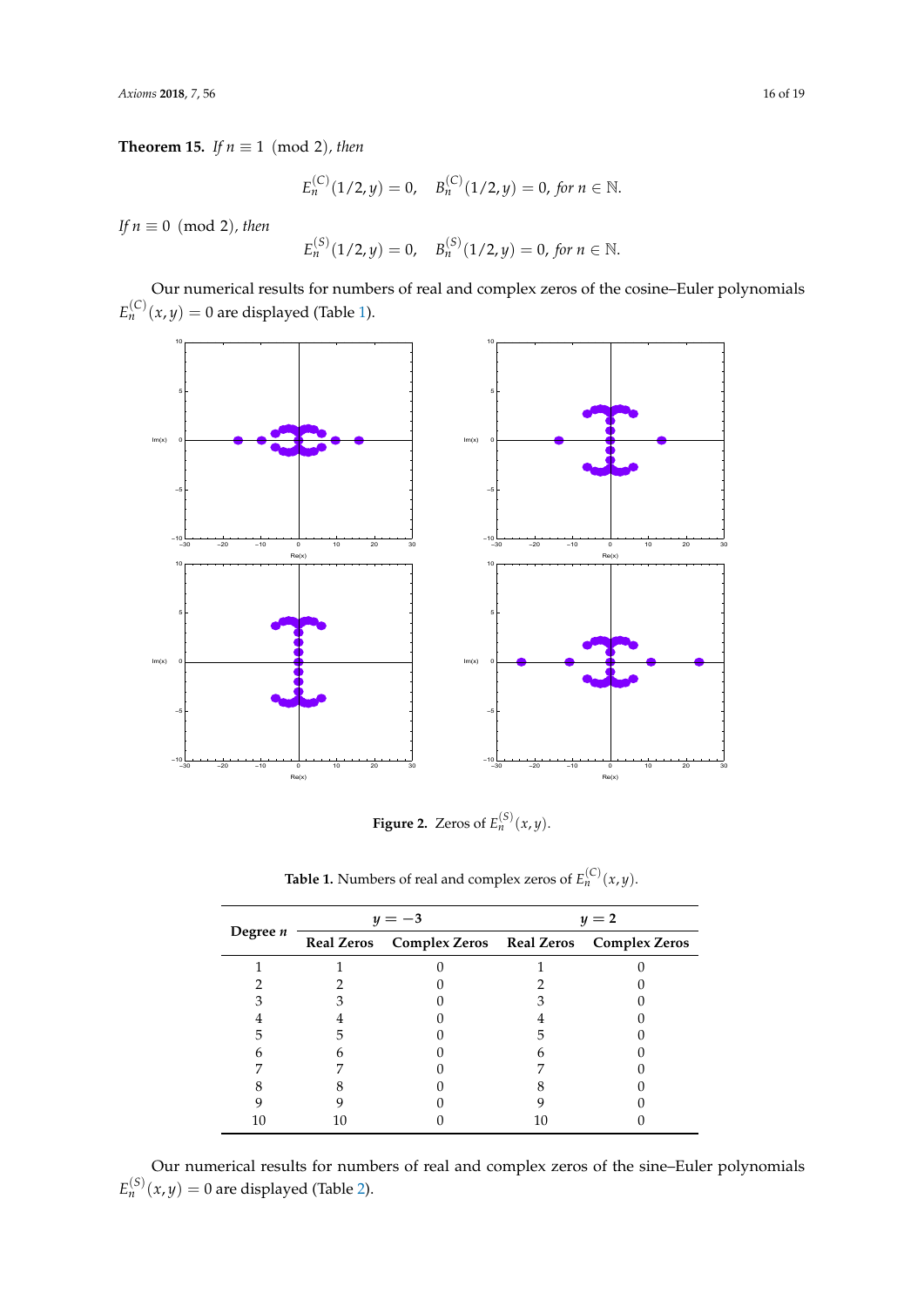**Theorem 15.** *If* $n \equiv 1 \pmod 2$*, then*

$$E_n^{(C)}(1/2, y) = 0, \quad B_n^{(C)}(1/2, y) = 0, \text{ for } n \in \mathbb{N}.$$

*If* $n \equiv 0 \pmod 2$*, then*

$$E_n^{(S)}(1/2, y) = 0, \quad B_n^{(S)}(1/2, y) = 0, \text{ for } n \in \mathbb{N}.$$

Our numerical results for numbers of real and complex zeros of the cosine–Euler polynomials $E_n^{(C)}(x, y) = 0$ are displayed (Table 1).

**Figure 2.** Zeros of $E_n^{(S)}(x, y)$.

**Table 1.** Numbers of real and complex zeros of $E_n^{(C)}(x, y)$.

| Degree $n$ | $y = -3$ | | $y = 2$ | |
|---|---|---|---|---|
| | **Real Zeros** | **Complex Zeros** | **Real Zeros** | **Complex Zeros** |
| 1 | 1 | 0 | 1 | 0 |
| 2 | 2 | 0 | 2 | 0 |
| 3 | 3 | 0 | 3 | 0 |
| 4 | 4 | 0 | 4 | 0 |
| 5 | 5 | 0 | 5 | 0 |
| 6 | 6 | 0 | 6 | 0 |
| 7 | 7 | 0 | 7 | 0 |
| 8 | 8 | 0 | 8 | 0 |
| 9 | 9 | 0 | 9 | 0 |
| 10 | 10 | 0 | 10 | 0 |

Our numerical results for numbers of real and complex zeros of the sine–Euler polynomials $E_n^{(S)}(x, y) = 0$ are displayed (Table 2).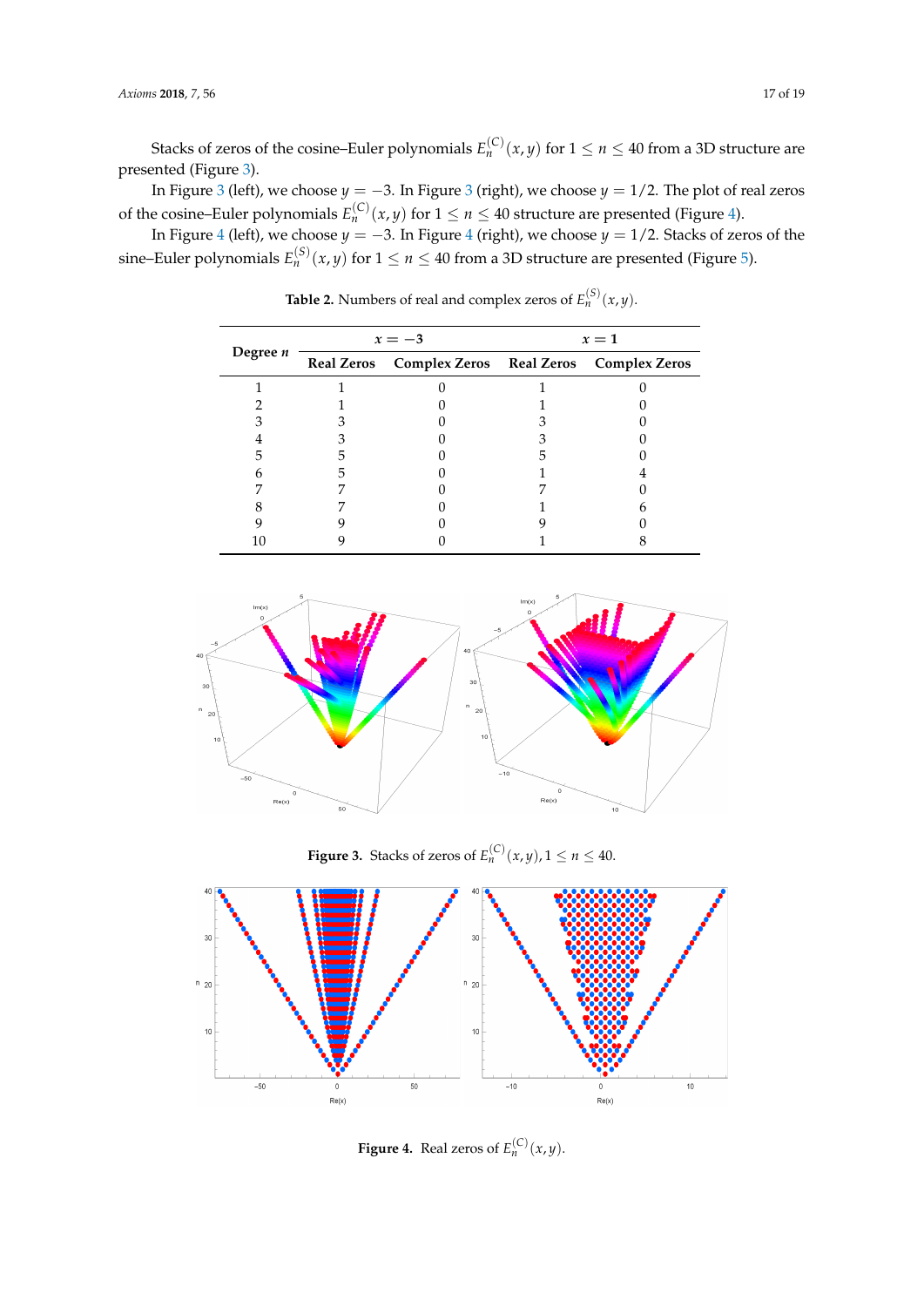Stacks of zeros of the cosine–Euler polynomials $E_n^{(C)}(x,y)$ for $1 \leq n \leq 40$ from a 3D structure are presented (Figure 3).

In Figure 3 (left), we choose $y = -3$. In Figure 3 (right), we choose $y = 1/2$. The plot of real zeros of the cosine–Euler polynomials $E_n^{(C)}(x,y)$ for $1 \leq n \leq 40$ structure are presented (Figure 4).

In Figure 4 (left), we choose $y = -3$. In Figure 4 (right), we choose $y = 1/2$. Stacks of zeros of the sine–Euler polynomials $E_n^{(S)}(x,y)$ for $1 \leq n \leq 40$ from a 3D structure are presented (Figure 5).

**Table 2.** Numbers of real and complex zeros of $E_n^{(S)}(x,y)$.

| Degree $n$ | $x = -3$ | | $x = 1$ | |
|---|---|---|---|---|
| | **Real Zeros** | **Complex Zeros** | **Real Zeros** | **Complex Zeros** |
| 1 | 1 | 0 | 1 | 0 |
| 2 | 1 | 0 | 1 | 0 |
| 3 | 3 | 0 | 3 | 0 |
| 4 | 3 | 0 | 3 | 0 |
| 5 | 5 | 0 | 5 | 0 |
| 6 | 5 | 0 | 1 | 4 |
| 7 | 7 | 0 | 7 | 0 |
| 8 | 7 | 0 | 1 | 6 |
| 9 | 9 | 0 | 9 | 0 |
| 10 | 9 | 0 | 1 | 8 |

**Figure 3.** Stacks of zeros of $E_n^{(C)}(x,y), 1 \leq n \leq 40$.

**Figure 4.** Real zeros of $E_n^{(C)}(x,y)$.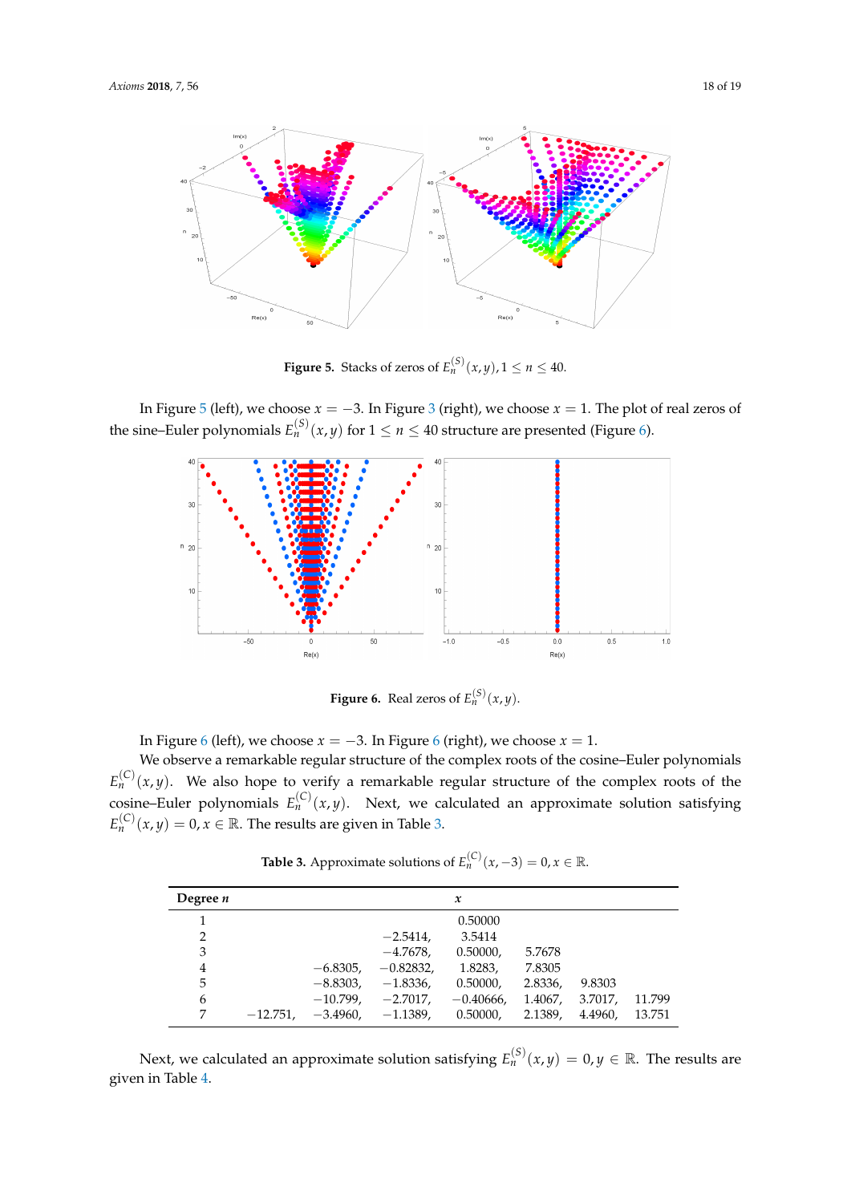**Figure 5.** Stacks of zeros of $E_n^{(S)}(x,y), 1 \leq n \leq 40$.

In Figure 5 (left), we choose $x = -3$. In Figure 3 (right), we choose $x = 1$. The plot of real zeros of the sine–Euler polynomials $E_n^{(S)}(x,y)$ for $1 \leq n \leq 40$ structure are presented (Figure 6).

**Figure 6.** Real zeros of $E_n^{(S)}(x,y)$.

In Figure 6 (left), we choose $x = -3$. In Figure 6 (right), we choose $x = 1$.

We observe a remarkable regular structure of the complex roots of the cosine–Euler polynomials $E_n^{(C)}(x,y)$. We also hope to verify a remarkable regular structure of the complex roots of the cosine–Euler polynomials $E_n^{(C)}(x,y)$. Next, we calculated an approximate solution satisfying $E_n^{(C)}(x,y) = 0, x \in \mathbb{R}$. The results are given in Table 3.

**Table 3.** Approximate solutions of $E_n^{(C)}(x,-3) = 0, x \in \mathbb{R}$.

| Degree $n$ | | | | $x$ | | | |
|---|---|---|---|---|---|---|---|
| 1 | | | | 0.50000 | | | |
| 2 | | | $-2.5414$, | 3.5414 | | | |
| 3 | | | $-4.7678$, | 0.50000, | 5.7678 | | |
| 4 | | $-6.8305$, | $-0.82832$, | 1.8283, | 7.8305 | | |
| 5 | | $-8.8303$, | $-1.8336$, | 0.50000, | 2.8336, | 9.8303 | |
| 6 | | $-10.799$, | $-2.7017$, | $-0.40666$, | 1.4067, | 3.7017, | 11.799 |
| 7 | $-12.751$, | $-3.4960$, | $-1.1389$, | 0.50000, | 2.1389, | 4.4960, | 13.751 |

Next, we calculated an approximate solution satisfying $E_n^{(S)}(x,y) = 0, y \in \mathbb{R}$. The results are given in Table 4.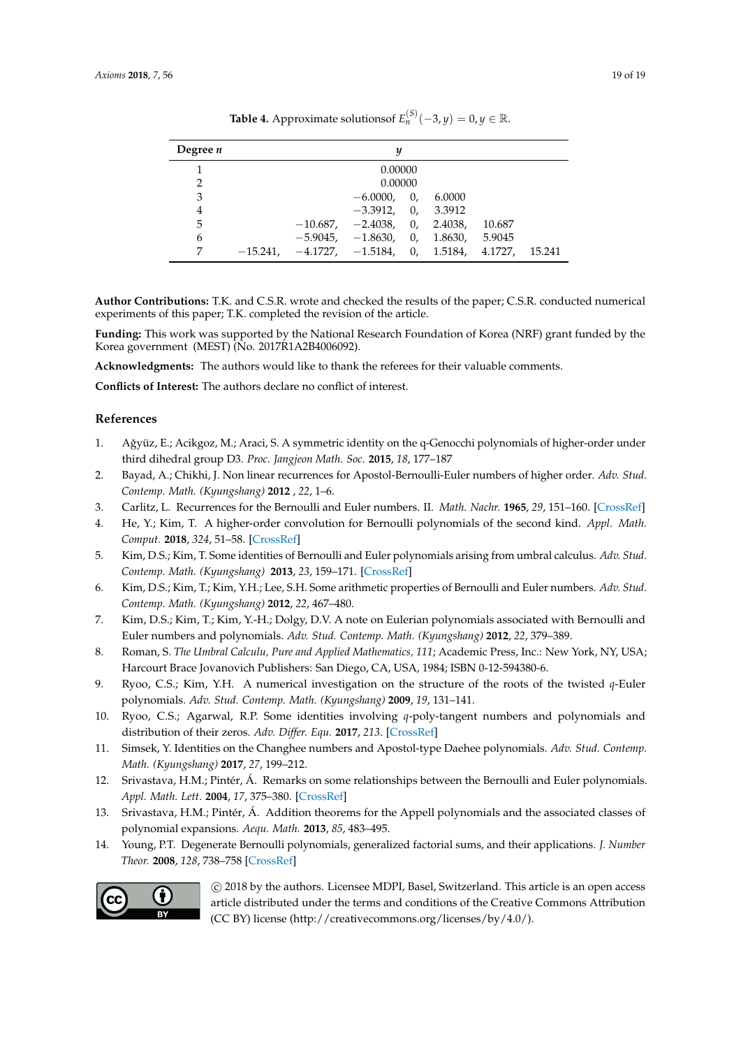**Table 4.** Approximate solutionsof $E_n^{(S)}(-3, y) = 0, y \in \mathbb{R}$.

| Degree $n$ | | | | $y$ | | | |
|---|---|---|---|---|---|---|---|
| 1 | | | | 0.00000 | | | |
| 2 | | | | 0.00000 | | | |
| 3 | | | −6.0000, | 0, | 6.0000 | | |
| 4 | | | −3.3912, | 0, | 3.3912 | | |
| 5 | | −10.687, | −2.4038, | 0, | 2.4038, | 10.687 | |
| 6 | | −5.9045, | −1.8630, | 0, | 1.8630, | 5.9045 | |
| 7 | −15.241, | −4.1727, | −1.5184, | 0, | 1.5184, | 4.1727, | 15.241 |

**Author Contributions:** T.K. and C.S.R. wrote and checked the results of the paper; C.S.R. conducted numerical experiments of this paper; T.K. completed the revision of the article.

**Funding:** This work was supported by the National Research Foundation of Korea (NRF) grant funded by the Korea government (MEST) (No. 2017R1A2B4006092).

**Acknowledgments:** The authors would like to thank the referees for their valuable comments.

**Conflicts of Interest:** The authors declare no conflict of interest.

## References

1. Ağyüz, E.; Acikgoz, M.; Araci, S. A symmetric identity on the q-Genocchi polynomials of higher-order under third dihedral group D3. *Proc. Jangjeon Math. Soc.* **2015**, *18*, 177–187
2. Bayad, A.; Chikhi, J. Non linear recurrences for Apostol-Bernoulli-Euler numbers of higher order. *Adv. Stud. Contemp. Math. (Kyungshang)* **2012** , *22*, 1–6.
3. Carlitz, L. Recurrences for the Bernoulli and Euler numbers. II. *Math. Nachr.* **1965**, *29*, 151–160. [CrossRef]
4. He, Y.; Kim, T. A higher-order convolution for Bernoulli polynomials of the second kind. *Appl. Math. Comput.* **2018**, *324*, 51–58. [CrossRef]
5. Kim, D.S.; Kim, T. Some identities of Bernoulli and Euler polynomials arising from umbral calculus. *Adv. Stud. Contemp. Math. (Kyungshang)* **2013**. [CrossRef]
6. Kim, D.S.; Kim, T.; Kim, Y.H.; Lee, S.H. Some arithmetic properties of Bernoulli and Euler numbers. *Adv. Stud. Contemp. Math. (Kyungshang)* **2012**, *22*, 467–480.
7. Kim, D.S.; Kim, T.; Kim, Y.-H.; Dolgy, D.V. A note on Eulerian polynomials associated with Bernoulli and Euler numbers and polynomials. *Adv. Stud. Contemp. Math. (Kyungshang)* **2012**, *22*, 379–389.
8. Roman, S. *The Umbral Calculu, Pure and Applied Mathematics, 111*; Academic Press, Inc.: New York, NY, USA; Harcourt Brace Jovanovich Publishers: San Diego, CA, USA, 1984; ISBN 0-12-594380-6.
9. Ryoo, C.S.; Kim, Y.H. A numerical investigation on the structure of the roots of the twisted $q$-Euler polynomials. *Adv. Stud. Contemp. Math. (Kyungshang)* **2009**, *19*, 131–141.
10. Ryoo, C.S.; Agarwal, R.P. Some identities involving $q$-poly-tangent numbers and polynomials and distribution of their zeros. *Adv. Differ. Equ.* **2017**, *213*. [CrossRef]
11. Simsek, Y. Identities on the Changhee numbers and Apostol-type Daehee polynomials. *Adv. Stud. Contemp. Math. (Kyungshang)* **2017**, *27*, 199–212.
12. Srivastava, H.M.; Pintér, Á. Remarks on some relationships between the Bernoulli and Euler polynomials. *Appl. Math. Lett.* **2004**, *17*, 375–380. [CrossRef]
13. Srivastava, H.M.; Pintér, Á. Addition theorems for the Appell polynomials and the associated classes of polynomial expansions. *Aequ. Math.* **2013**, *85*, 483–495.
14. Young, P.T. Degenerate Bernoulli polynomials, generalized factorial sums, and their applications. *J. Number Theor.* **2008**, *128*, 738–758 [CrossRef]

© 2018 by the authors. Licensee MDPI, Basel, Switzerland. This article is an open access article distributed under the terms and conditions of the Creative Commons Attribution (CC BY) license (http://creativecommons.org/licenses/by/4.0/).